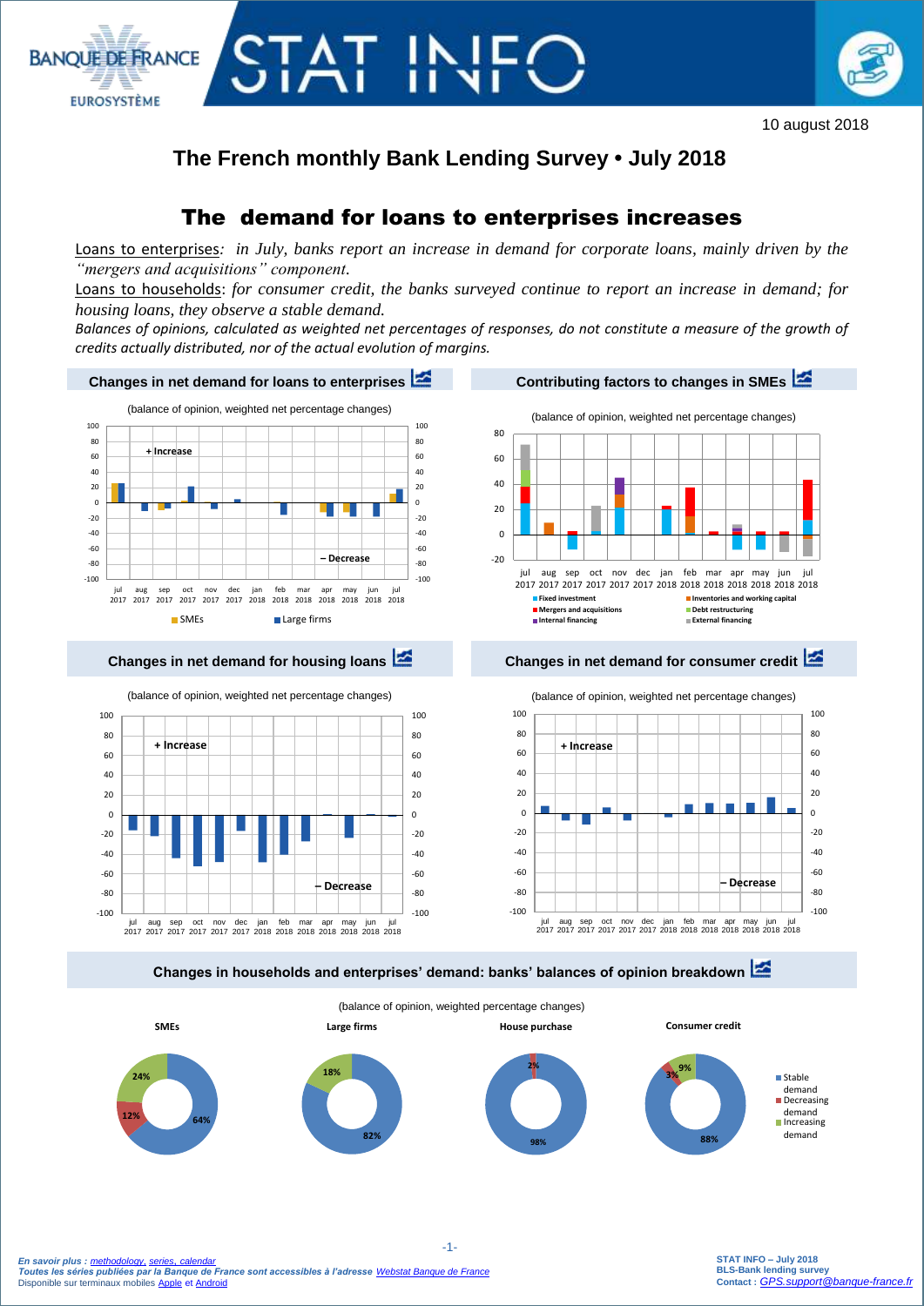10 august 2018

# The French monthly Bank Lending Survey • July 2018

## The demand for loans to enterprises increases

Loans to enterprises*: in July, banks report an increase in demand for corporate loans, mainly driven by the "mergers and acquisitions" component.*

Loans to households: *for consumer credit, the banks surveyed continue to report an increase in demand; for housing loans, they observe a stable demand.*

*Balances of opinions, calculated as weighted net percentages of responses, do not constitute a measure of the growth of credits actually distributed, nor of the actual evolution of margins.*

### Changes in net demand for loans to enterprises

(balance of opinion, weighted net percentage changes)

### Contributing factors to changes in SMEs

(balance of opinion, weighted net percentage changes)

### Changes in net demand for housing loans

(balance of opinion, weighted net percentage changes)

### Changes in net demand for consumer credit

(balance of opinion, weighted net percentage changes)

### Changes in households and enterprises' demand: banks' balances of opinion breakdown

(balance of opinion, weighted percentage changes)

| | SMEs | Large firms | House purchase | Consumer credit |
|---|---|---|---|---|
| Stable demand | 64% | 82% | 98% | 88% |
| Decreasing demand | 12% | | 2% | 3% |
| Increasing demand | 24% | 18% | | 9% |

*En savoir plus : methodology, series, calendar*
***Toutes les séries publiées par la Banque de France sont accessibles à l'adresse Webstat Banque de France***
Disponible sur terminaux mobiles Apple et Android

**STAT INFO – July 2018**
**BLS-Bank lending survey**
**Contact :** *GPS.support@banque-france.fr*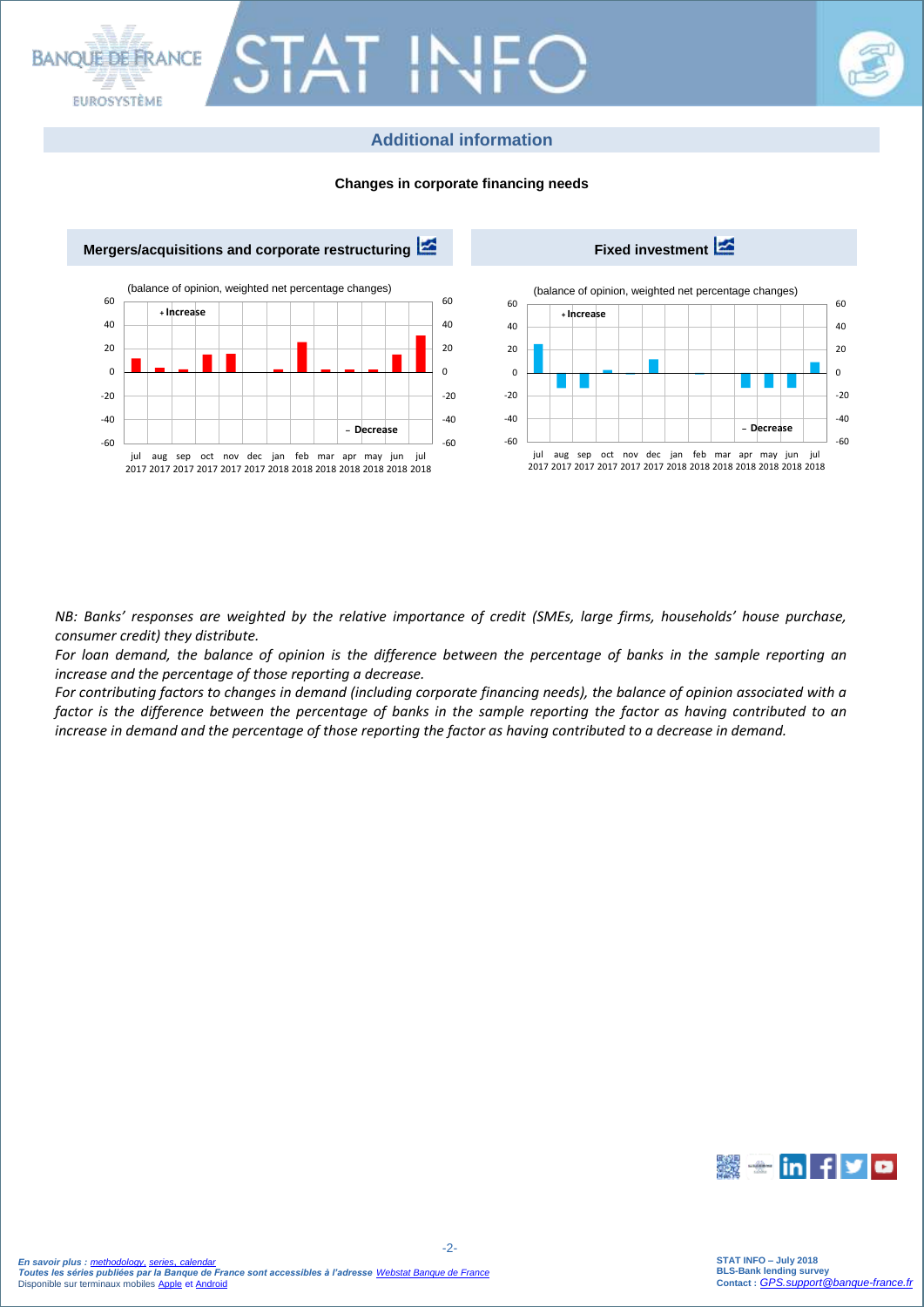## Additional information

**Changes in corporate financing needs**

### Mergers/acquisitions and corporate restructuring

(balance of opinion, weighted net percentage changes)

60
40
20
0
-20
-40
-60

+ Increase

– Decrease

jul 2017 aug 2017 sep 2017 oct 2017 nov 2017 dec 2017 jan 2018 feb 2018 mar 2018 apr 2018 may 2018 jun 2018 jul 2018

### Fixed investment

(balance of opinion, weighted net percentage changes)

60
40
20
0
-20
-40
-60

+ Increase

– Decrease

jul 2017 aug 2017 sep 2017 oct 2017 nov 2017 dec 2017 jan 2018 feb 2018 mar 2018 apr 2018 may 2018 jun 2018 jul 2018

*NB: Banks' responses are weighted by the relative importance of credit (SMEs, large firms, households' house purchase, consumer credit) they distribute.*

*For loan demand, the balance of opinion is the difference between the percentage of banks in the sample reporting an increase and the percentage of those reporting a decrease.*

*For contributing factors to changes in demand (including corporate financing needs), the balance of opinion associated with a factor is the difference between the percentage of banks in the sample reporting the factor as having contributed to an increase in demand and the percentage of those reporting the factor as having contributed to a decrease in demand.*

*En savoir plus : methodology, series, calendar*
*Toutes les séries publiées par la Banque de France sont accessibles à l'adresse Webstat Banque de France*
Disponible sur terminaux mobiles Apple et Android

**STAT INFO – July 2018**
**BLS-Bank lending survey**
**Contact :** *GPS.support@banque-france.fr*